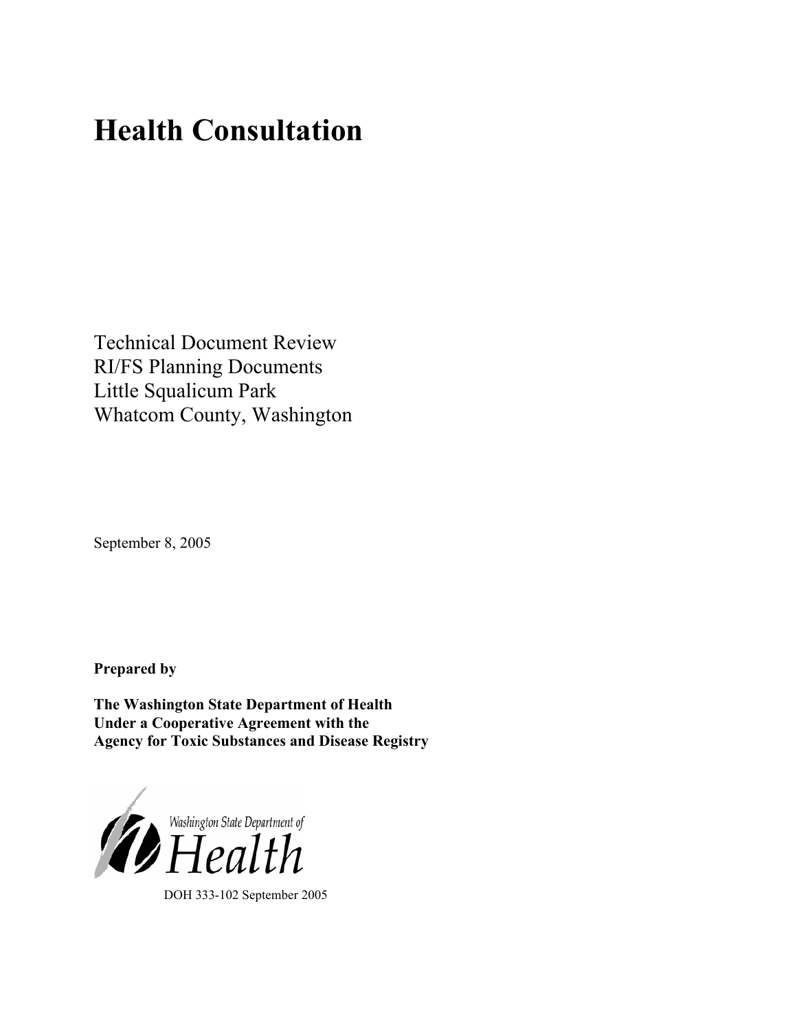# Health Consultation

Technical Document Review
RI/FS Planning Documents
Little Squalicum Park
Whatcom County, Washington

September 8, 2005

**Prepared by**

**The Washington State Department of Health**
**Under a Cooperative Agreement with the**
**Agency for Toxic Substances and Disease Registry**

Washington State Department of Health

DOH 333-102 September 2005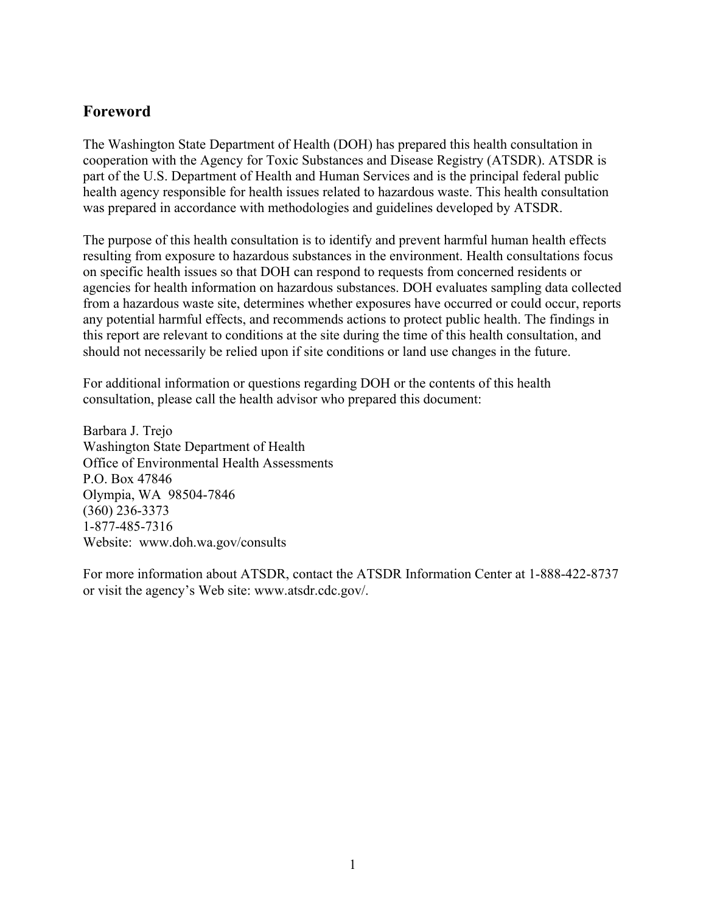## Foreword

The Washington State Department of Health (DOH) has prepared this health consultation in cooperation with the Agency for Toxic Substances and Disease Registry (ATSDR). ATSDR is part of the U.S. Department of Health and Human Services and is the principal federal public health agency responsible for health issues related to hazardous waste. This health consultation was prepared in accordance with methodologies and guidelines developed by ATSDR.

The purpose of this health consultation is to identify and prevent harmful human health effects resulting from exposure to hazardous substances in the environment. Health consultations focus on specific health issues so that DOH can respond to requests from concerned residents or agencies for health information on hazardous substances. DOH evaluates sampling data collected from a hazardous waste site, determines whether exposures have occurred or could occur, reports any potential harmful effects, and recommends actions to protect public health. The findings in this report are relevant to conditions at the site during the time of this health consultation, and should not necessarily be relied upon if site conditions or land use changes in the future.

For additional information or questions regarding DOH or the contents of this health consultation, please call the health advisor who prepared this document:

Barbara J. Trejo
Washington State Department of Health
Office of Environmental Health Assessments
P.O. Box 47846
Olympia, WA 98504-7846
(360) 236-3373
1-877-485-7316
Website: www.doh.wa.gov/consults

For more information about ATSDR, contact the ATSDR Information Center at 1-888-422-8737 or visit the agency's Web site: www.atsdr.cdc.gov/.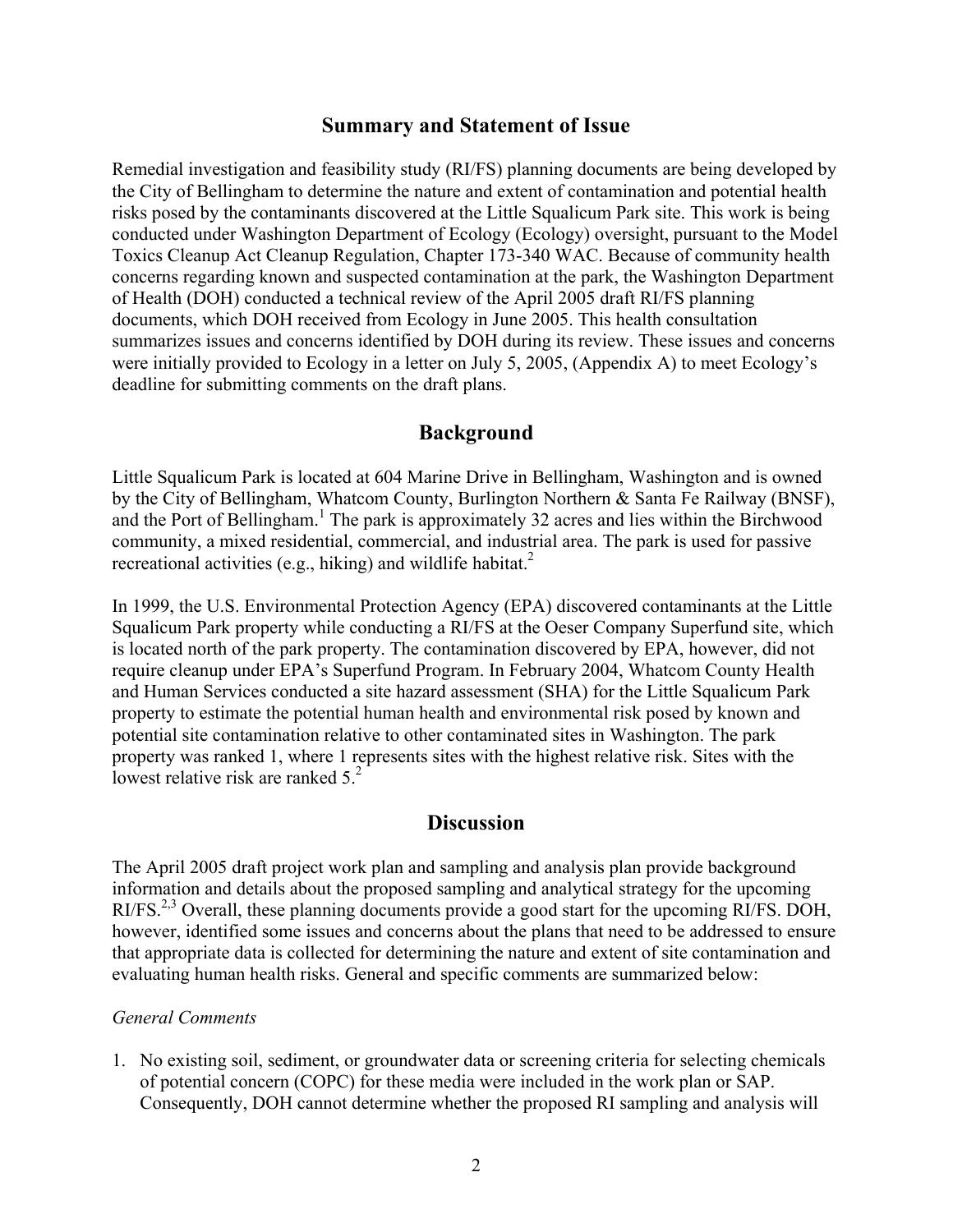## Summary and Statement of Issue

Remedial investigation and feasibility study (RI/FS) planning documents are being developed by the City of Bellingham to determine the nature and extent of contamination and potential health risks posed by the contaminants discovered at the Little Squalicum Park site. This work is being conducted under Washington Department of Ecology (Ecology) oversight, pursuant to the Model Toxics Cleanup Act Cleanup Regulation, Chapter 173-340 WAC. Because of community health concerns regarding known and suspected contamination at the park, the Washington Department of Health (DOH) conducted a technical review of the April 2005 draft RI/FS planning documents, which DOH received from Ecology in June 2005. This health consultation summarizes issues and concerns identified by DOH during its review. These issues and concerns were initially provided to Ecology in a letter on July 5, 2005, (Appendix A) to meet Ecology's deadline for submitting comments on the draft plans.

## Background

Little Squalicum Park is located at 604 Marine Drive in Bellingham, Washington and is owned by the City of Bellingham, Whatcom County, Burlington Northern & Santa Fe Railway (BNSF), and the Port of Bellingham.[1] The park is approximately 32 acres and lies within the Birchwood community, a mixed residential, commercial, and industrial area. The park is used for passive recreational activities (e.g., hiking) and wildlife habitat.[2]

In 1999, the U.S. Environmental Protection Agency (EPA) discovered contaminants at the Little Squalicum Park property while conducting a RI/FS at the Oeser Company Superfund site, which is located north of the park property. The contamination discovered by EPA, however, did not require cleanup under EPA's Superfund Program. In February 2004, Whatcom County Health and Human Services conducted a site hazard assessment (SHA) for the Little Squalicum Park property to estimate the potential human health and environmental risk posed by known and potential site contamination relative to other contaminated sites in Washington. The park property was ranked 1, where 1 represents sites with the highest relative risk. Sites with the lowest relative risk are ranked 5.[2]

## Discussion

The April 2005 draft project work plan and sampling and analysis plan provide background information and details about the proposed sampling and analytical strategy for the upcoming RI/FS.[2,3] Overall, these planning documents provide a good start for the upcoming RI/FS. DOH, however, identified some issues and concerns about the plans that need to be addressed to ensure that appropriate data is collected for determining the nature and extent of site contamination and evaluating human health risks. General and specific comments are summarized below:

*General Comments*

1. No existing soil, sediment, or groundwater data or screening criteria for selecting chemicals of potential concern (COPC) for these media were included in the work plan or SAP. Consequently, DOH cannot determine whether the proposed RI sampling and analysis will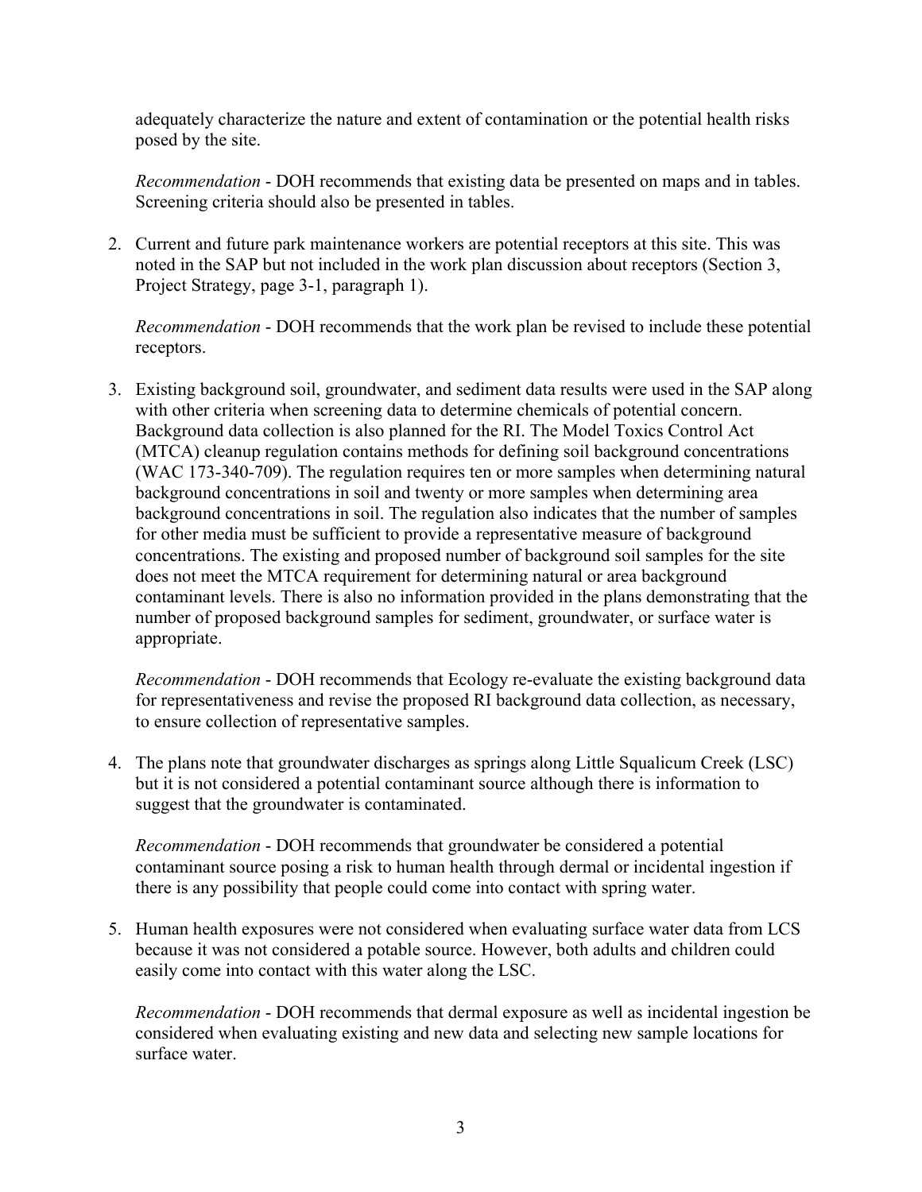adequately characterize the nature and extent of contamination or the potential health risks posed by the site.

*Recommendation* - DOH recommends that existing data be presented on maps and in tables. Screening criteria should also be presented in tables.

2. Current and future park maintenance workers are potential receptors at this site. This was noted in the SAP but not included in the work plan discussion about receptors (Section 3, Project Strategy, page 3-1, paragraph 1).

   *Recommendation* - DOH recommends that the work plan be revised to include these potential receptors.

3. Existing background soil, groundwater, and sediment data results were used in the SAP along with other criteria when screening data to determine chemicals of potential concern. Background data collection is also planned for the RI. The Model Toxics Control Act (MTCA) cleanup regulation contains methods for defining soil background concentrations (WAC 173-340-709). The regulation requires ten or more samples when determining natural background concentrations in soil and twenty or more samples when determining area background concentrations in soil. The regulation also indicates that the number of samples for other media must be sufficient to provide a representative measure of background concentrations. The existing and proposed number of background soil samples for the site does not meet the MTCA requirement for determining natural or area background contaminant levels. There is also no information provided in the plans demonstrating that the number of proposed background samples for sediment, groundwater, or surface water is appropriate.

   *Recommendation* - DOH recommends that Ecology re-evaluate the existing background data for representativeness and revise the proposed RI background data collection, as necessary, to ensure collection of representative samples.

4. The plans note that groundwater discharges as springs along Little Squalicum Creek (LSC) but it is not considered a potential contaminant source although there is information to suggest that the groundwater is contaminated.

   *Recommendation* - DOH recommends that groundwater be considered a potential contaminant source posing a risk to human health through dermal or incidental ingestion if there is any possibility that people could come into contact with spring water.

5. Human health exposures were not considered when evaluating surface water data from LCS because it was not considered a potable source. However, both adults and children could easily come into contact with this water along the LSC.

   *Recommendation* - DOH recommends that dermal exposure as well as incidental ingestion be considered when evaluating existing and new data and selecting new sample locations for surface water.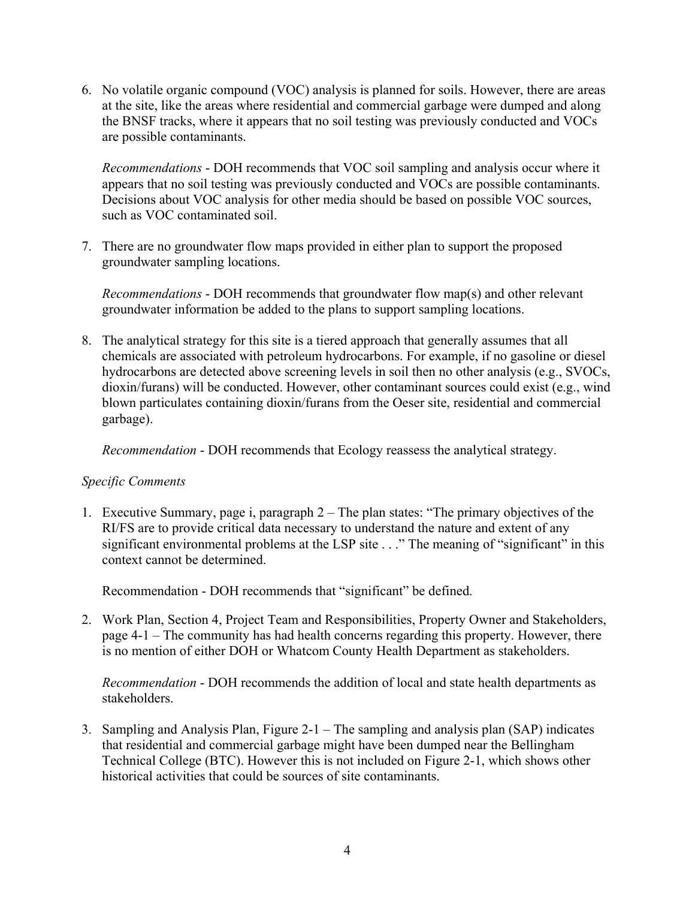6. No volatile organic compound (VOC) analysis is planned for soils. However, there are areas at the site, like the areas where residential and commercial garbage were dumped and along the BNSF tracks, where it appears that no soil testing was previously conducted and VOCs are possible contaminants.

   *Recommendations* - DOH recommends that VOC soil sampling and analysis occur where it appears that no soil testing was previously conducted and VOCs are possible contaminants. Decisions about VOC analysis for other media should be based on possible VOC sources, such as VOC contaminated soil.

7. There are no groundwater flow maps provided in either plan to support the proposed groundwater sampling locations.

   *Recommendations* - DOH recommends that groundwater flow map(s) and other relevant groundwater information be added to the plans to support sampling locations.

8. The analytical strategy for this site is a tiered approach that generally assumes that all chemicals are associated with petroleum hydrocarbons. For example, if no gasoline or diesel hydrocarbons are detected above screening levels in soil then no other analysis (e.g., SVOCs, dioxin/furans) will be conducted. However, other contaminant sources could exist (e.g., wind blown particulates containing dioxin/furans from the Oeser site, residential and commercial garbage).

   *Recommendation* - DOH recommends that Ecology reassess the analytical strategy.

*Specific Comments*

1. Executive Summary, page i, paragraph 2 – The plan states: "The primary objectives of the RI/FS are to provide critical data necessary to understand the nature and extent of any significant environmental problems at the LSP site . . ." The meaning of "significant" in this context cannot be determined.

   Recommendation - DOH recommends that "significant" be defined.

2. Work Plan, Section 4, Project Team and Responsibilities, Property Owner and Stakeholders, page 4-1 – The community has had health concerns regarding this property. However, there is no mention of either DOH or Whatcom County Health Department as stakeholders.

   *Recommendation* - DOH recommends the addition of local and state health departments as stakeholders.

3. Sampling and Analysis Plan, Figure 2-1 – The sampling and analysis plan (SAP) indicates that residential and commercial garbage might have been dumped near the Bellingham Technical College (BTC). However this is not included on Figure 2-1, which shows other historical activities that could be sources of site contaminants.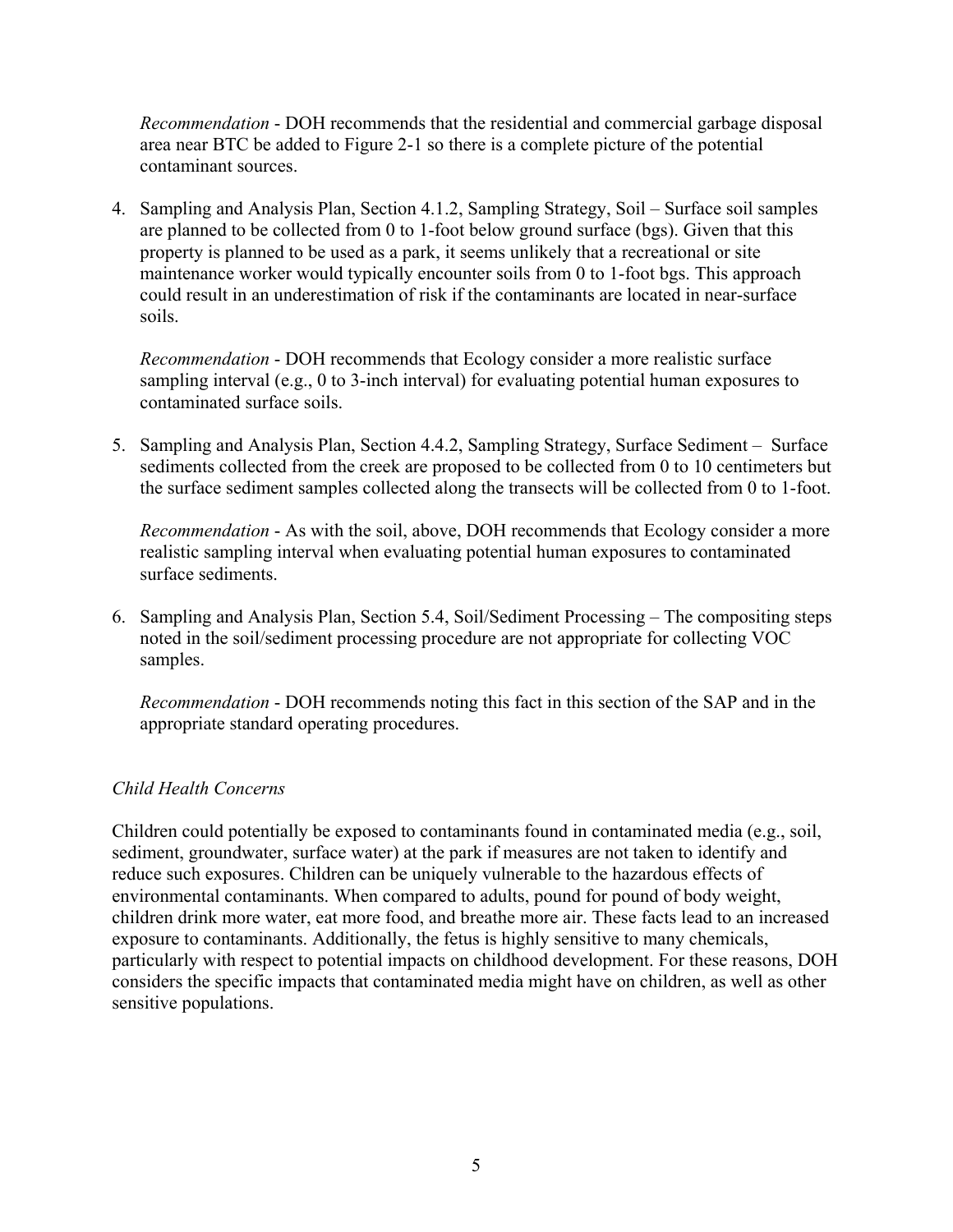*Recommendation* - DOH recommends that the residential and commercial garbage disposal area near BTC be added to Figure 2-1 so there is a complete picture of the potential contaminant sources.

4. Sampling and Analysis Plan, Section 4.1.2, Sampling Strategy, Soil – Surface soil samples are planned to be collected from 0 to 1-foot below ground surface (bgs). Given that this property is planned to be used as a park, it seems unlikely that a recreational or site maintenance worker would typically encounter soils from 0 to 1-foot bgs. This approach could result in an underestimation of risk if the contaminants are located in near-surface soils.

   *Recommendation* - DOH recommends that Ecology consider a more realistic surface sampling interval (e.g., 0 to 3-inch interval) for evaluating potential human exposures to contaminated surface soils.

5. Sampling and Analysis Plan, Section 4.4.2, Sampling Strategy, Surface Sediment – Surface sediments collected from the creek are proposed to be collected from 0 to 10 centimeters but the surface sediment samples collected along the transects will be collected from 0 to 1-foot.

   *Recommendation* - As with the soil, above, DOH recommends that Ecology consider a more realistic sampling interval when evaluating potential human exposures to contaminated surface sediments.

6. Sampling and Analysis Plan, Section 5.4, Soil/Sediment Processing – The compositing steps noted in the soil/sediment processing procedure are not appropriate for collecting VOC samples.

   *Recommendation* - DOH recommends noting this fact in this section of the SAP and in the appropriate standard operating procedures.

*Child Health Concerns*

Children could potentially be exposed to contaminants found in contaminated media (e.g., soil, sediment, groundwater, surface water) at the park if measures are not taken to identify and reduce such exposures. Children can be uniquely vulnerable to the hazardous effects of environmental contaminants. When compared to adults, pound for pound of body weight, children drink more water, eat more food, and breathe more air. These facts lead to an increased exposure to contaminants. Additionally, the fetus is highly sensitive to many chemicals, particularly with respect to potential impacts on childhood development. For these reasons, DOH considers the specific impacts that contaminated media might have on children, as well as other sensitive populations.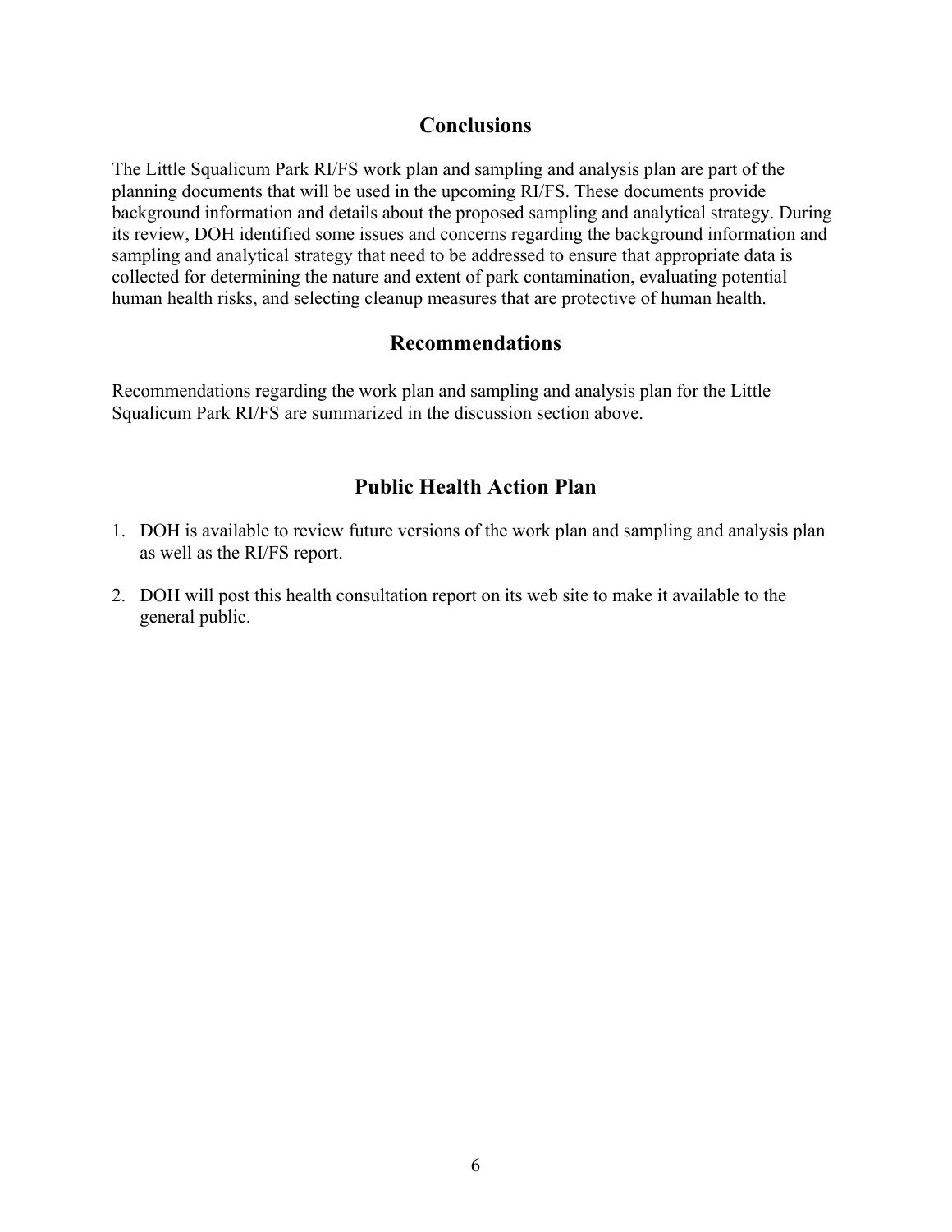## Conclusions

The Little Squalicum Park RI/FS work plan and sampling and analysis plan are part of the planning documents that will be used in the upcoming RI/FS. These documents provide background information and details about the proposed sampling and analytical strategy. During its review, DOH identified some issues and concerns regarding the background information and sampling and analytical strategy that need to be addressed to ensure that appropriate data is collected for determining the nature and extent of park contamination, evaluating potential human health risks, and selecting cleanup measures that are protective of human health.

## Recommendations

Recommendations regarding the work plan and sampling and analysis plan for the Little Squalicum Park RI/FS are summarized in the discussion section above.

## Public Health Action Plan

1. DOH is available to review future versions of the work plan and sampling and analysis plan as well as the RI/FS report.

2. DOH will post this health consultation report on its web site to make it available to the general public.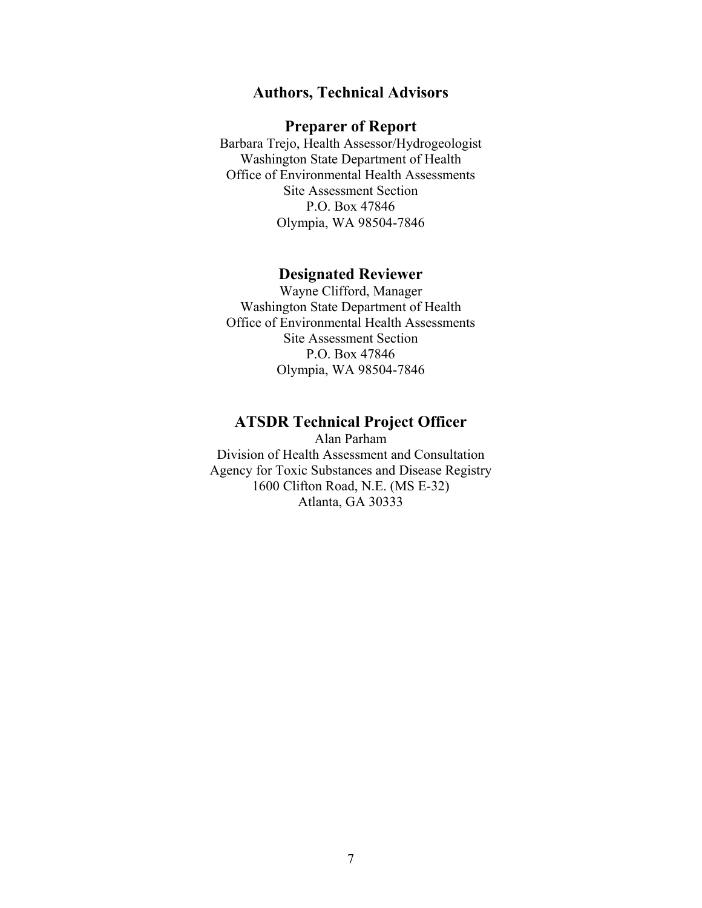## Authors, Technical Advisors

### Preparer of Report

Barbara Trejo, Health Assessor/Hydrogeologist
Washington State Department of Health
Office of Environmental Health Assessments
Site Assessment Section
P.O. Box 47846
Olympia, WA 98504-7846

### Designated Reviewer

Wayne Clifford, Manager
Washington State Department of Health
Office of Environmental Health Assessments
Site Assessment Section
P.O. Box 47846
Olympia, WA 98504-7846

### ATSDR Technical Project Officer

Alan Parham
Division of Health Assessment and Consultation
Agency for Toxic Substances and Disease Registry
1600 Clifton Road, N.E. (MS E-32)
Atlanta, GA 30333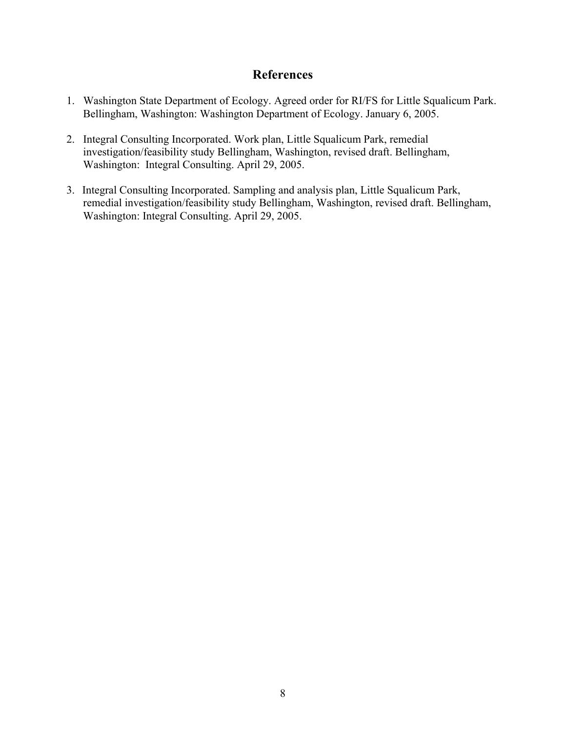## References

1. Washington State Department of Ecology. Agreed order for RI/FS for Little Squalicum Park. Bellingham, Washington: Washington Department of Ecology. January 6, 2005.

2. Integral Consulting Incorporated. Work plan, Little Squalicum Park, remedial investigation/feasibility study Bellingham, Washington, revised draft. Bellingham, Washington: Integral Consulting. April 29, 2005.

3. Integral Consulting Incorporated. Sampling and analysis plan, Little Squalicum Park, remedial investigation/feasibility study Bellingham, Washington, revised draft. Bellingham, Washington: Integral Consulting. April 29, 2005.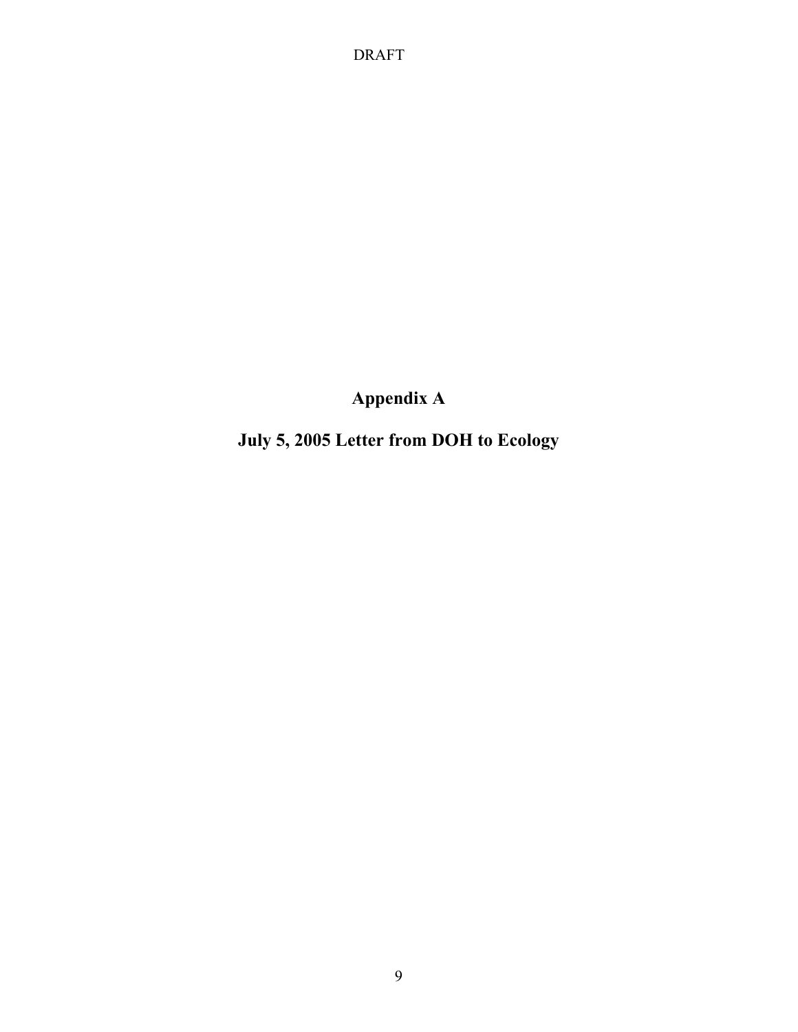# Appendix A

# July 5, 2005 Letter from DOH to Ecology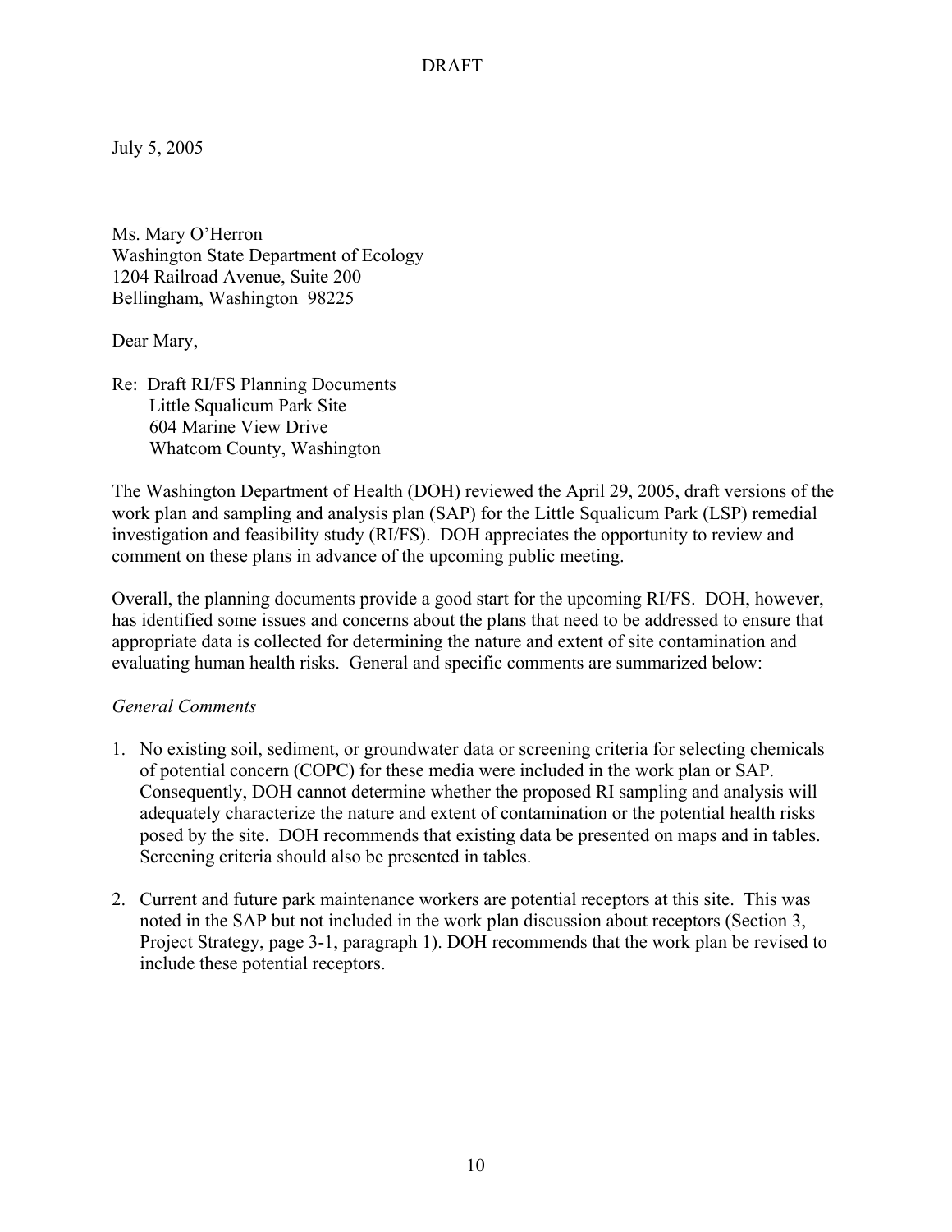DRAFT

July 5, 2005

Ms. Mary O'Herron
Washington State Department of Ecology
1204 Railroad Avenue, Suite 200
Bellingham, Washington 98225

Dear Mary,

Re: Draft RI/FS Planning Documents
Little Squalicum Park Site
604 Marine View Drive
Whatcom County, Washington

The Washington Department of Health (DOH) reviewed the April 29, 2005, draft versions of the work plan and sampling and analysis plan (SAP) for the Little Squalicum Park (LSP) remedial investigation and feasibility study (RI/FS). DOH appreciates the opportunity to review and comment on these plans in advance of the upcoming public meeting.

Overall, the planning documents provide a good start for the upcoming RI/FS. DOH, however, has identified some issues and concerns about the plans that need to be addressed to ensure that appropriate data is collected for determining the nature and extent of site contamination and evaluating human health risks. General and specific comments are summarized below:

*General Comments*

1. No existing soil, sediment, or groundwater data or screening criteria for selecting chemicals of potential concern (COPC) for these media were included in the work plan or SAP. Consequently, DOH cannot determine whether the proposed RI sampling and analysis will adequately characterize the nature and extent of contamination or the potential health risks posed by the site. DOH recommends that existing data be presented on maps and in tables. Screening criteria should also be presented in tables.

2. Current and future park maintenance workers are potential receptors at this site. This was noted in the SAP but not included in the work plan discussion about receptors (Section 3, Project Strategy, page 3-1, paragraph 1). DOH recommends that the work plan be revised to include these potential receptors.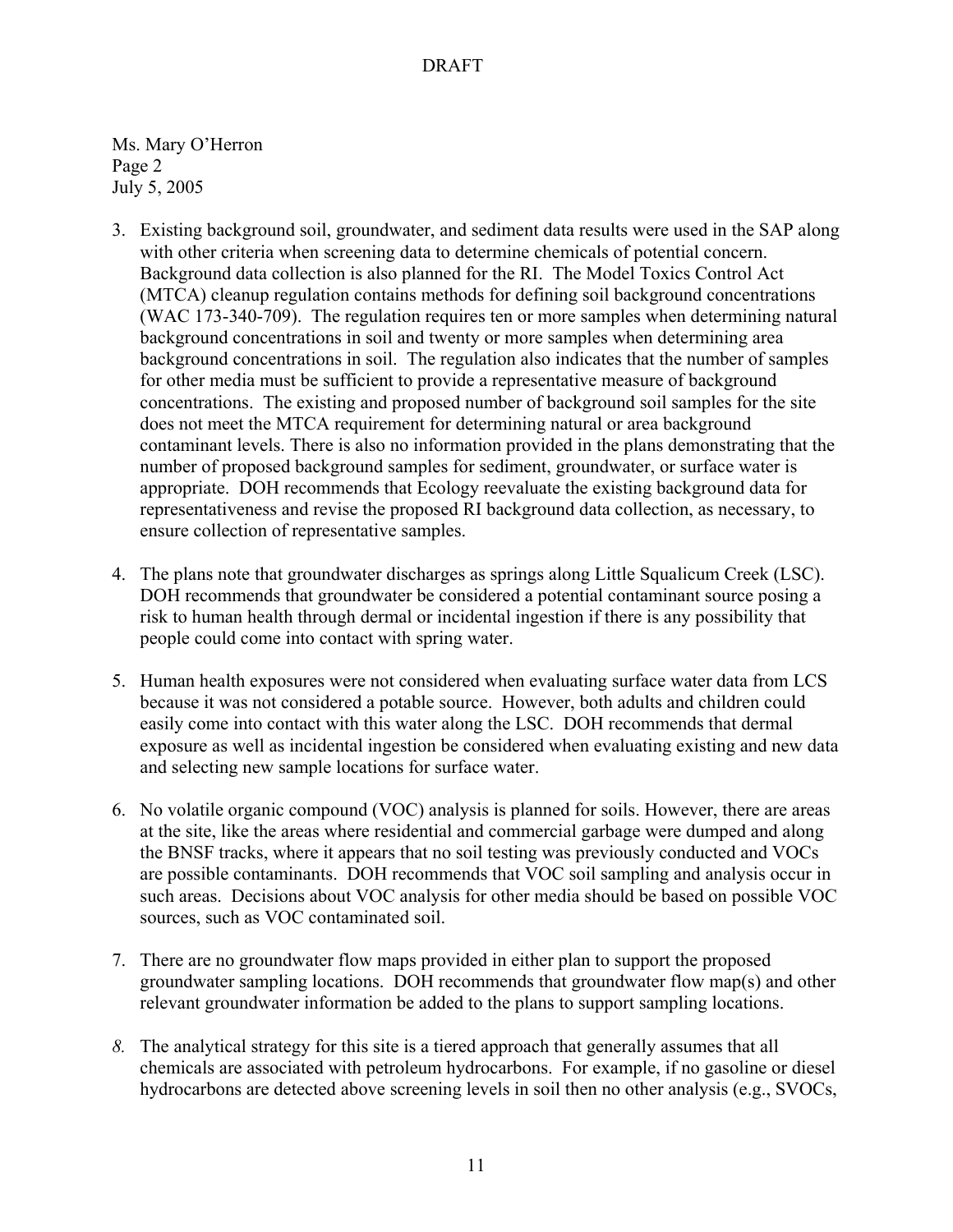Ms. Mary O'Herron
Page 2
July 5, 2005

3. Existing background soil, groundwater, and sediment data results were used in the SAP along with other criteria when screening data to determine chemicals of potential concern. Background data collection is also planned for the RI. The Model Toxics Control Act (MTCA) cleanup regulation contains methods for defining soil background concentrations (WAC 173-340-709). The regulation requires ten or more samples when determining natural background concentrations in soil and twenty or more samples when determining area background concentrations in soil. The regulation also indicates that the number of samples for other media must be sufficient to provide a representative measure of background concentrations. The existing and proposed number of background soil samples for the site does not meet the MTCA requirement for determining natural or area background contaminant levels. There is also no information provided in the plans demonstrating that the number of proposed background samples for sediment, groundwater, or surface water is appropriate. DOH recommends that Ecology reevaluate the existing background data for representativeness and revise the proposed RI background data collection, as necessary, to ensure collection of representative samples.

4. The plans note that groundwater discharges as springs along Little Squalicum Creek (LSC). DOH recommends that groundwater be considered a potential contaminant source posing a risk to human health through dermal or incidental ingestion if there is any possibility that people could come into contact with spring water.

5. Human health exposures were not considered when evaluating surface water data from LCS because it was not considered a potable source. However, both adults and children could easily come into contact with this water along the LSC. DOH recommends that dermal exposure as well as incidental ingestion be considered when evaluating existing and new data and selecting new sample locations for surface water.

6. No volatile organic compound (VOC) analysis is planned for soils. However, there are areas at the site, like the areas where residential and commercial garbage were dumped and along the BNSF tracks, where it appears that no soil testing was previously conducted and VOCs are possible contaminants. DOH recommends that VOC soil sampling and analysis occur in such areas. Decisions about VOC analysis for other media should be based on possible VOC sources, such as VOC contaminated soil.

7. There are no groundwater flow maps provided in either plan to support the proposed groundwater sampling locations. DOH recommends that groundwater flow map(s) and other relevant groundwater information be added to the plans to support sampling locations.

8. The analytical strategy for this site is a tiered approach that generally assumes that all chemicals are associated with petroleum hydrocarbons. For example, if no gasoline or diesel hydrocarbons are detected above screening levels in soil then no other analysis (e.g., SVOCs,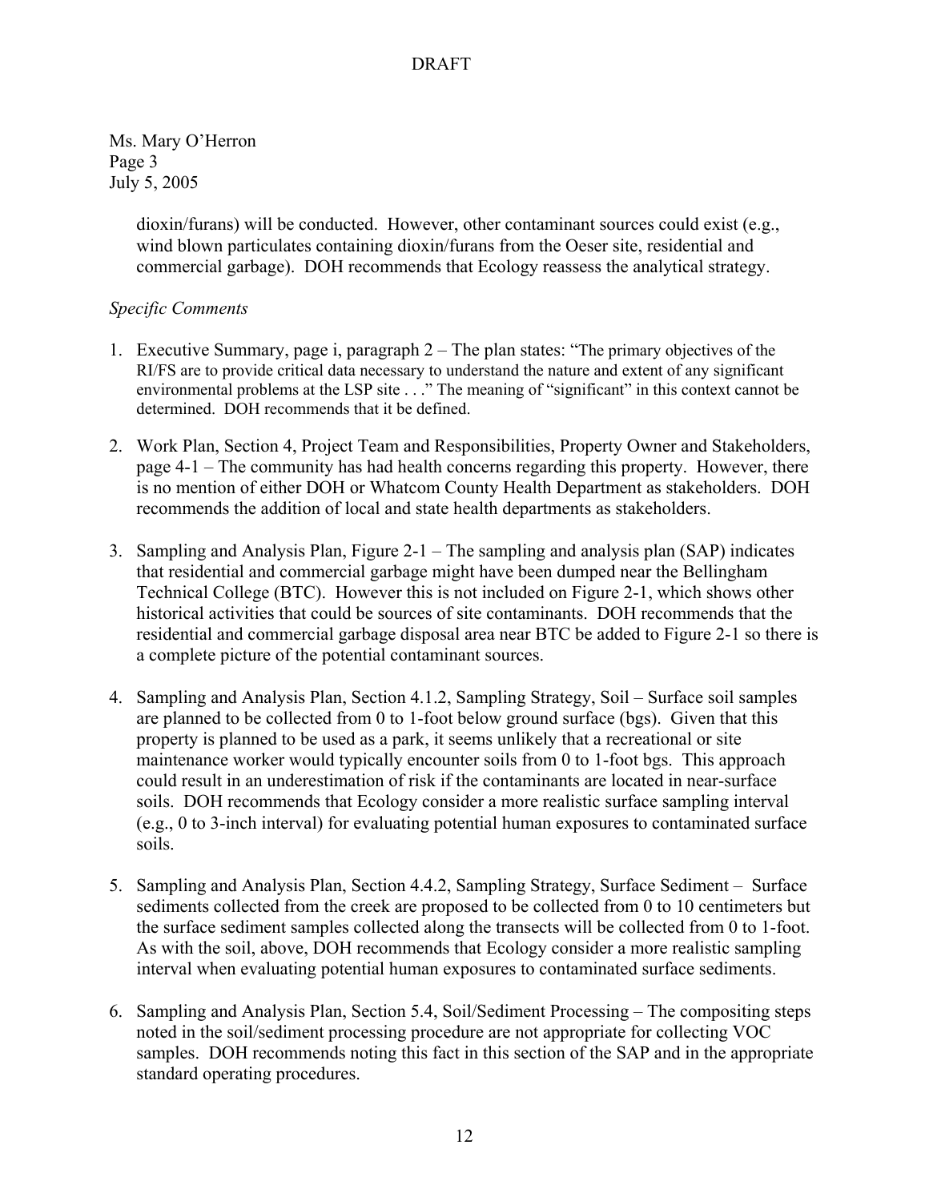Ms. Mary O'Herron
Page 3
July 5, 2005

dioxin/furans) will be conducted. However, other contaminant sources could exist (e.g., wind blown particulates containing dioxin/furans from the Oeser site, residential and commercial garbage). DOH recommends that Ecology reassess the analytical strategy.

*Specific Comments*

1. Executive Summary, page i, paragraph 2 – The plan states: "The primary objectives of the RI/FS are to provide critical data necessary to understand the nature and extent of any significant environmental problems at the LSP site . . ." The meaning of "significant" in this context cannot be determined. DOH recommends that it be defined.

2. Work Plan, Section 4, Project Team and Responsibilities, Property Owner and Stakeholders, page 4-1 – The community has had health concerns regarding this property. However, there is no mention of either DOH or Whatcom County Health Department as stakeholders. DOH recommends the addition of local and state health departments as stakeholders.

3. Sampling and Analysis Plan, Figure 2-1 – The sampling and analysis plan (SAP) indicates that residential and commercial garbage might have been dumped near the Bellingham Technical College (BTC). However this is not included on Figure 2-1, which shows other historical activities that could be sources of site contaminants. DOH recommends that the residential and commercial garbage disposal area near BTC be added to Figure 2-1 so there is a complete picture of the potential contaminant sources.

4. Sampling and Analysis Plan, Section 4.1.2, Sampling Strategy, Soil – Surface soil samples are planned to be collected from 0 to 1-foot below ground surface (bgs). Given that this property is planned to be used as a park, it seems unlikely that a recreational or site maintenance worker would typically encounter soils from 0 to 1-foot bgs. This approach could result in an underestimation of risk if the contaminants are located in near-surface soils. DOH recommends that Ecology consider a more realistic surface sampling interval (e.g., 0 to 3-inch interval) for evaluating potential human exposures to contaminated surface soils.

5. Sampling and Analysis Plan, Section 4.4.2, Sampling Strategy, Surface Sediment – Surface sediments collected from the creek are proposed to be collected from 0 to 10 centimeters but the surface sediment samples collected along the transects will be collected from 0 to 1-foot. As with the soil, above, DOH recommends that Ecology consider a more realistic sampling interval when evaluating potential human exposures to contaminated surface sediments.

6. Sampling and Analysis Plan, Section 5.4, Soil/Sediment Processing – The compositing steps noted in the soil/sediment processing procedure are not appropriate for collecting VOC samples. DOH recommends noting this fact in this section of the SAP and in the appropriate standard operating procedures.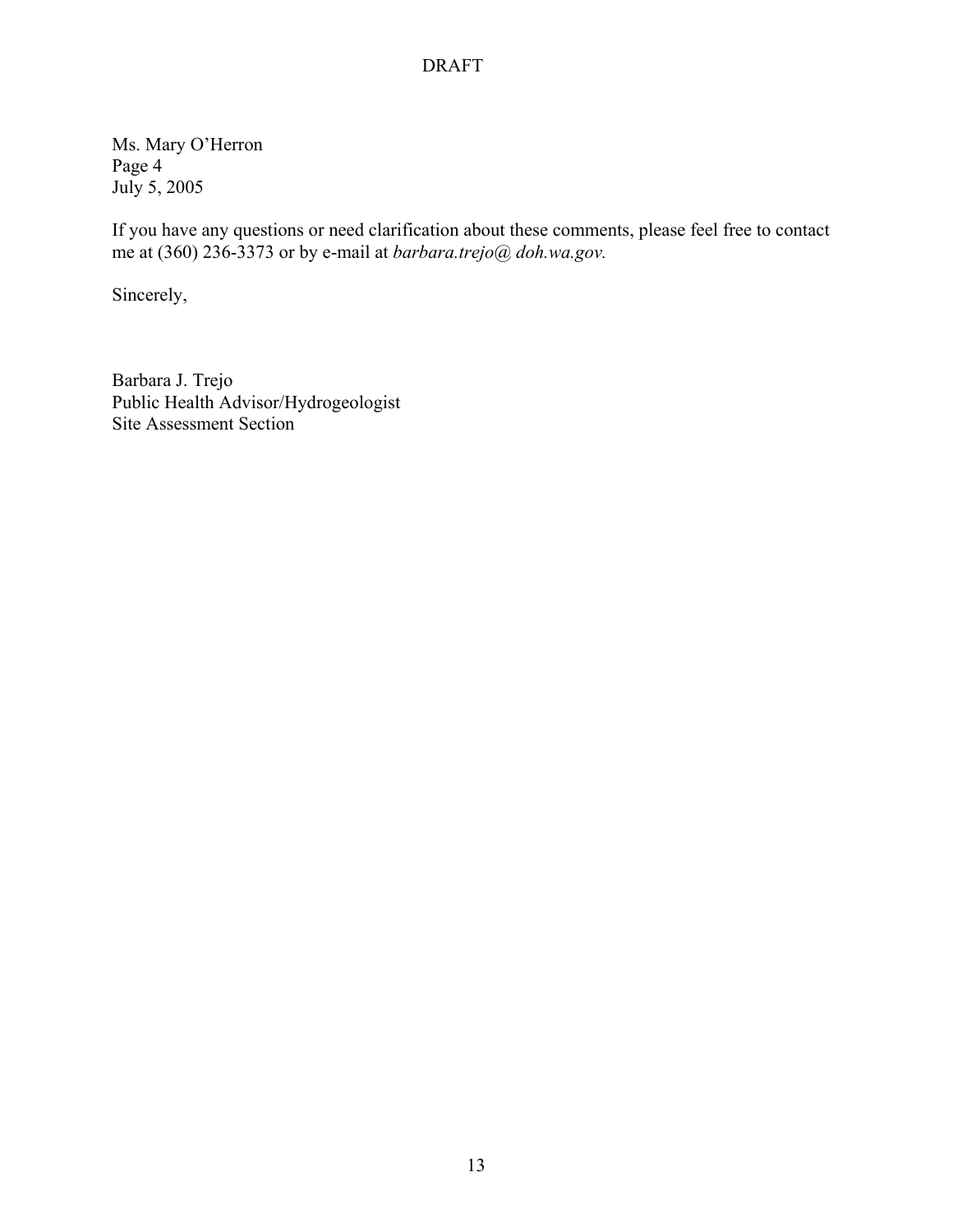Ms. Mary O'Herron
Page 4
July 5, 2005

If you have any questions or need clarification about these comments, please feel free to contact me at (360) 236-3373 or by e-mail at *barbara.trejo@ doh.wa.gov.*

Sincerely,

Barbara J. Trejo
Public Health Advisor/Hydrogeologist
Site Assessment Section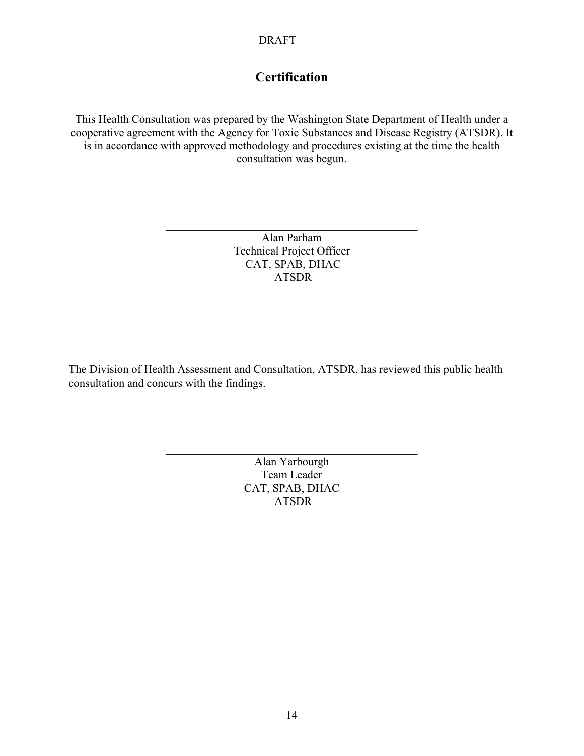DRAFT

# Certification

This Health Consultation was prepared by the Washington State Department of Health under a cooperative agreement with the Agency for Toxic Substances and Disease Registry (ATSDR). It is in accordance with approved methodology and procedures existing at the time the health consultation was begun.

\_\_\_\_\_\_\_\_\_\_\_\_\_\_\_\_\_\_\_\_\_\_\_\_\_\_\_\_\_\_\_\_\_\_\_\_\_\_\_\_\_\_\_\_

Alan Parham
Technical Project Officer
CAT, SPAB, DHAC
ATSDR

The Division of Health Assessment and Consultation, ATSDR, has reviewed this public health consultation and concurs with the findings.

\_\_\_\_\_\_\_\_\_\_\_\_\_\_\_\_\_\_\_\_\_\_\_\_\_\_\_\_\_\_\_\_\_\_\_\_\_\_\_\_\_\_\_\_

Alan Yarbourgh
Team Leader
CAT, SPAB, DHAC
ATSDR